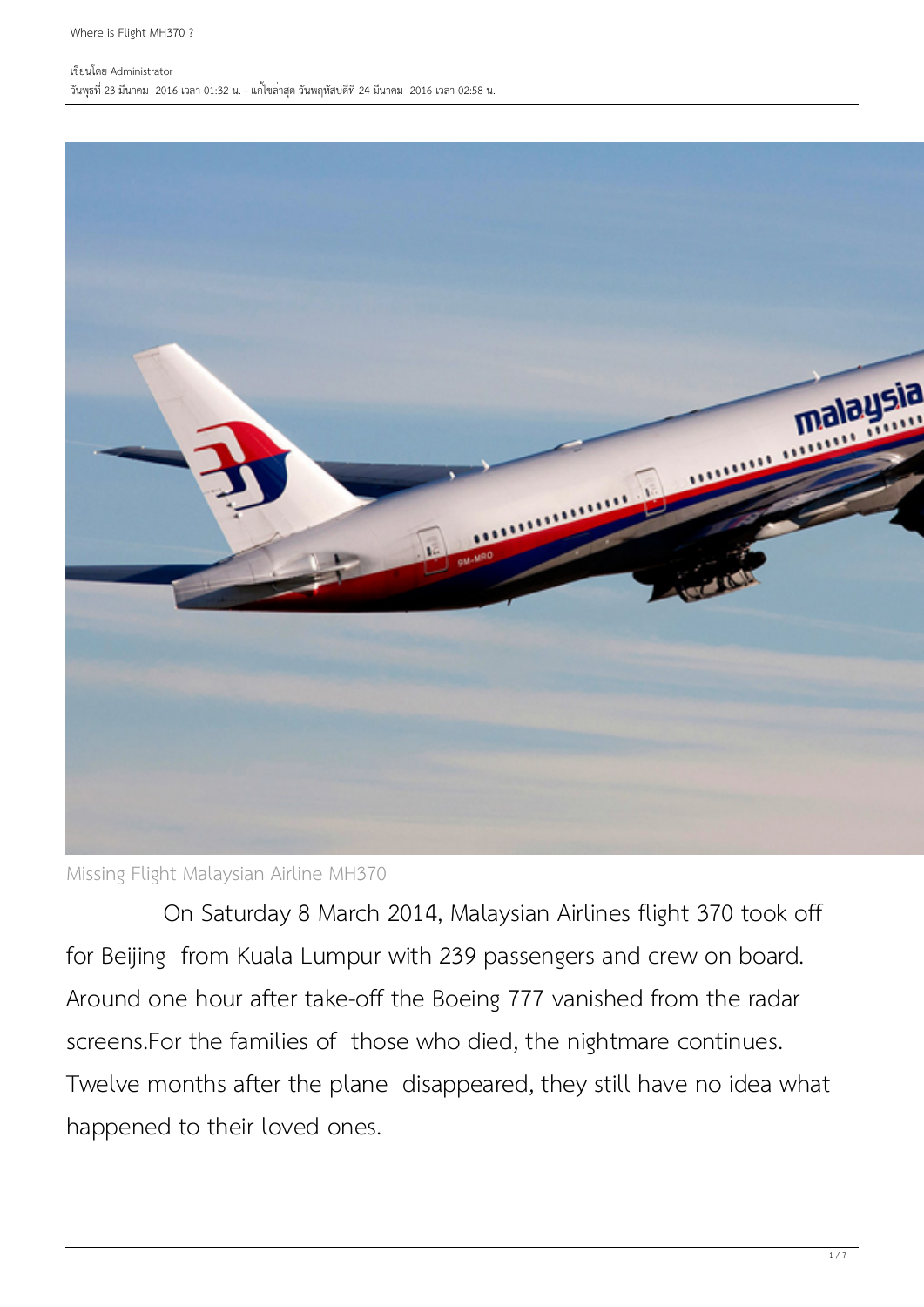# Where is Flight MH370 ?

เขียนโดย Administrator
วันพุธที่ 23 มีนาคม 2016 เวลา 01:32 น. - แก้ไขล่าสุด วันพฤหัสบดีที่ 24 มีนาคม 2016 เวลา 02:58 น.

Missing Flight Malaysian Airline MH370

On Saturday 8 March 2014, Malaysian Airlines flight 370 took off for Beijing from Kuala Lumpur with 239 passengers and crew on board. Around one hour after take-off the Boeing 777 vanished from the radar screens.For the families of those who died, the nightmare continues. Twelve months after the plane disappeared, they still have no idea what happened to their loved ones.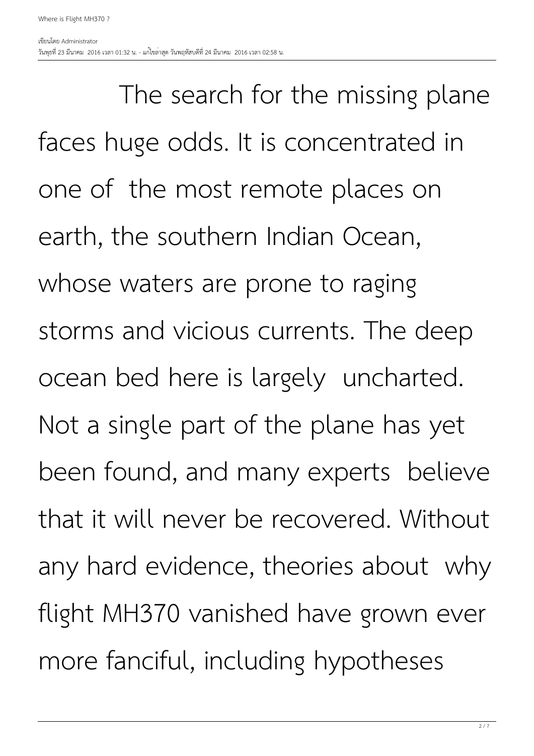The search for the missing plane faces huge odds. It is concentrated in one of the most remote places on earth, the southern Indian Ocean, whose waters are prone to raging storms and vicious currents. The deep ocean bed here is largely uncharted. Not a single part of the plane has yet been found, and many experts believe that it will never be recovered. Without any hard evidence, theories about why flight MH370 vanished have grown ever more fanciful, including hypotheses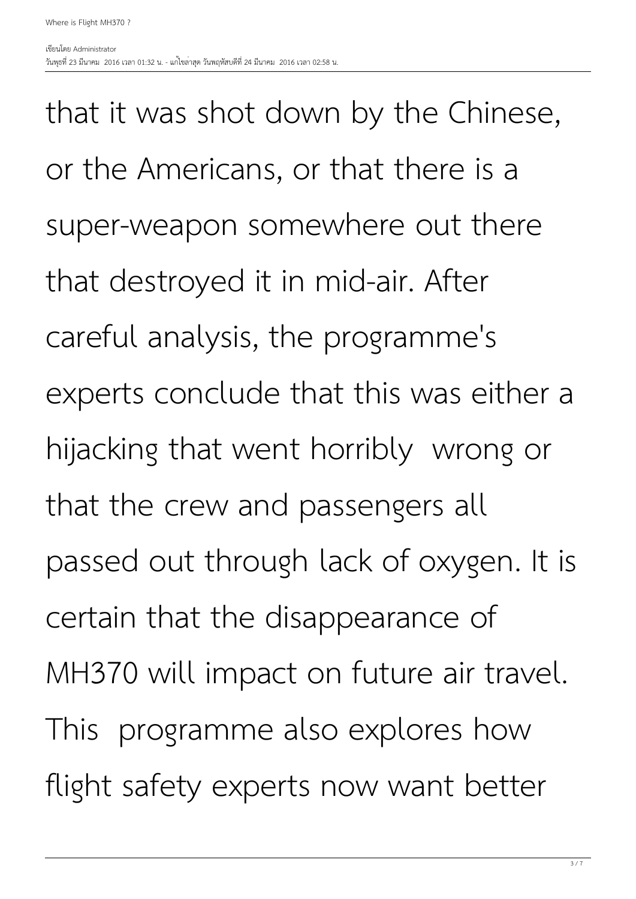that it was shot down by the Chinese, or the Americans, or that there is a super-weapon somewhere out there that destroyed it in mid-air. After careful analysis, the programme's experts conclude that this was either a hijacking that went horribly wrong or that the crew and passengers all passed out through lack of oxygen. It is certain that the disappearance of MH370 will impact on future air travel. This programme also explores how flight safety experts now want better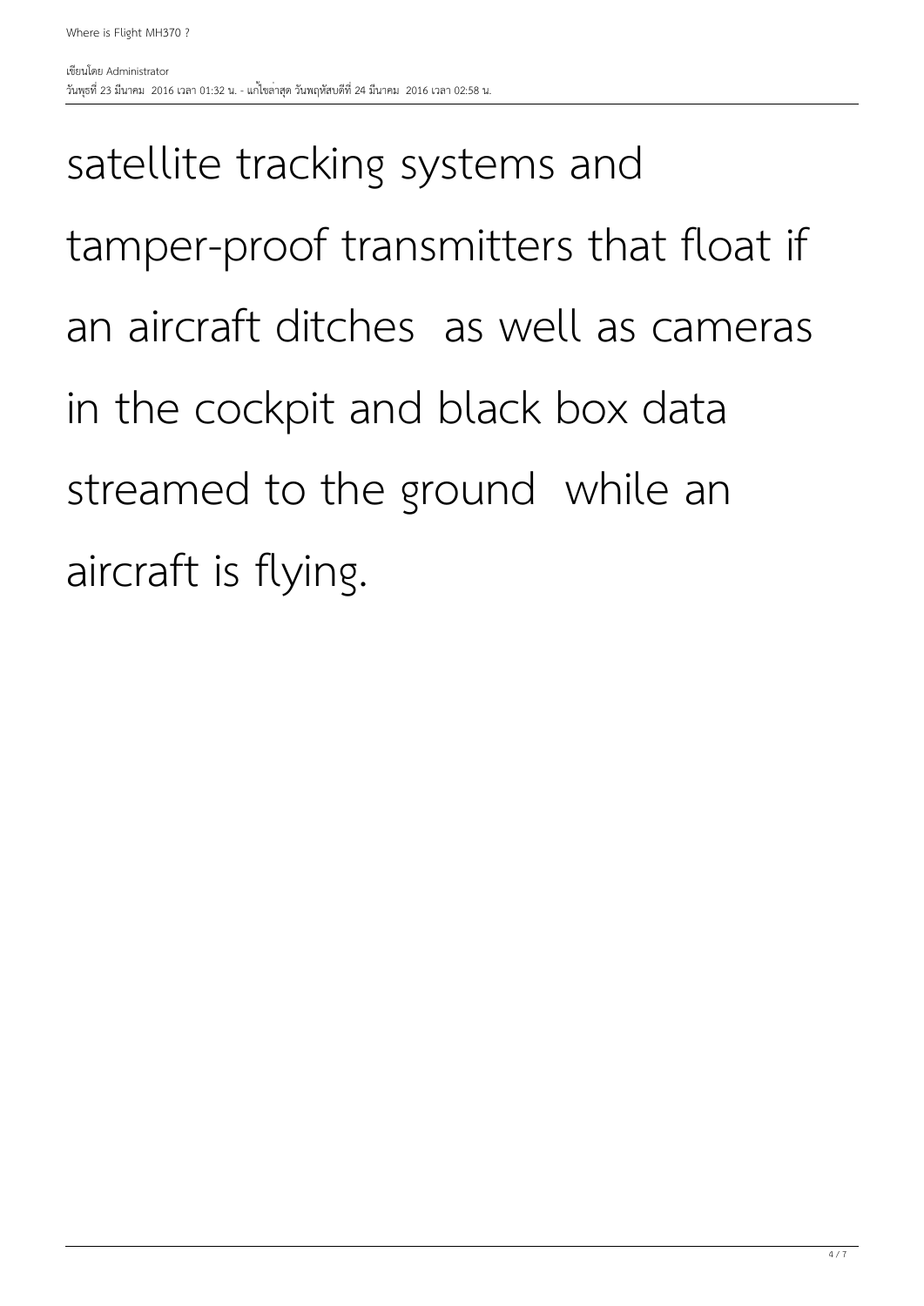satellite tracking systems and tamper-proof transmitters that float if an aircraft ditches  as well as cameras in the cockpit and black box data streamed to the ground  while an aircraft is flying.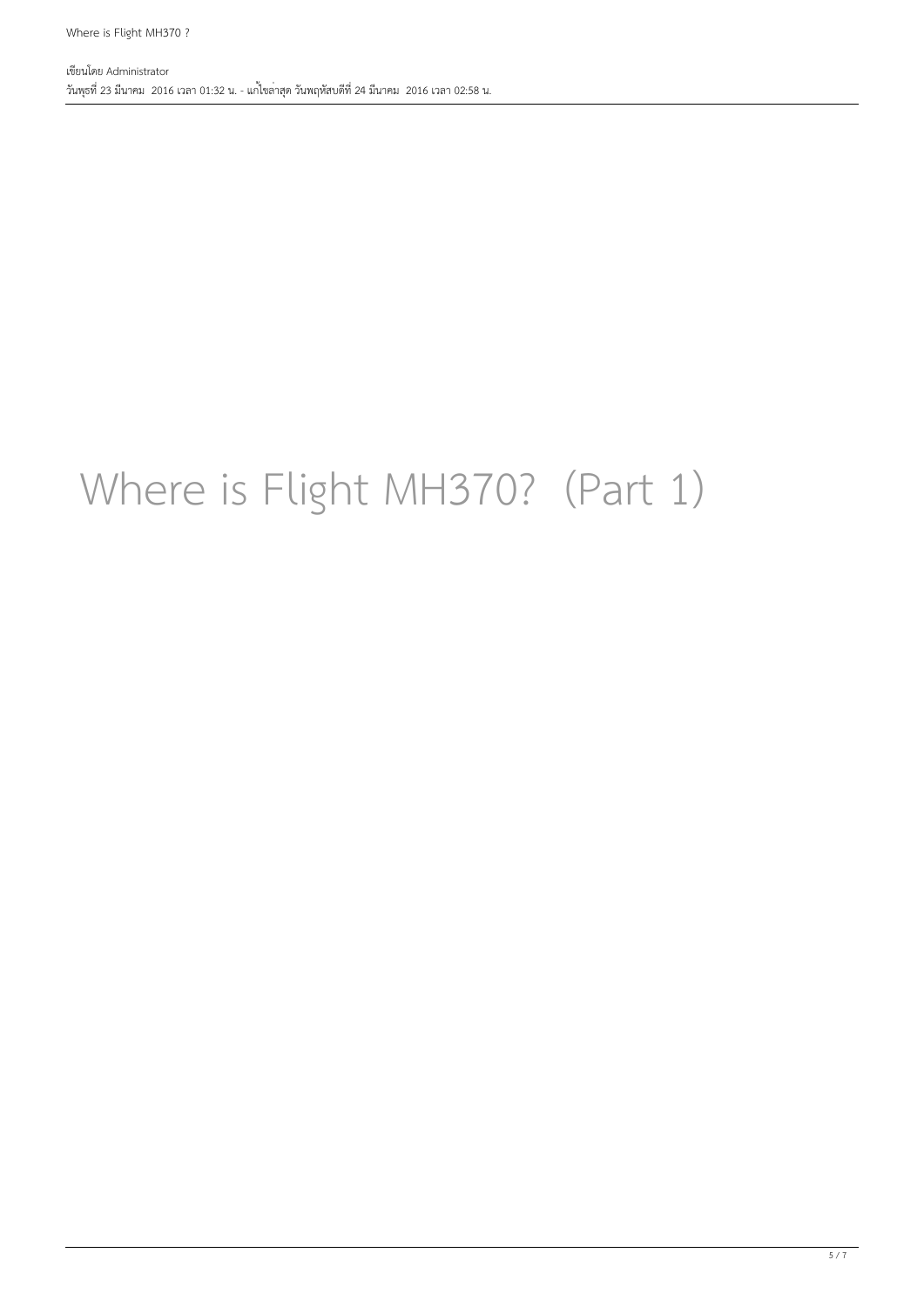# Where is Flight MH370? (Part 1)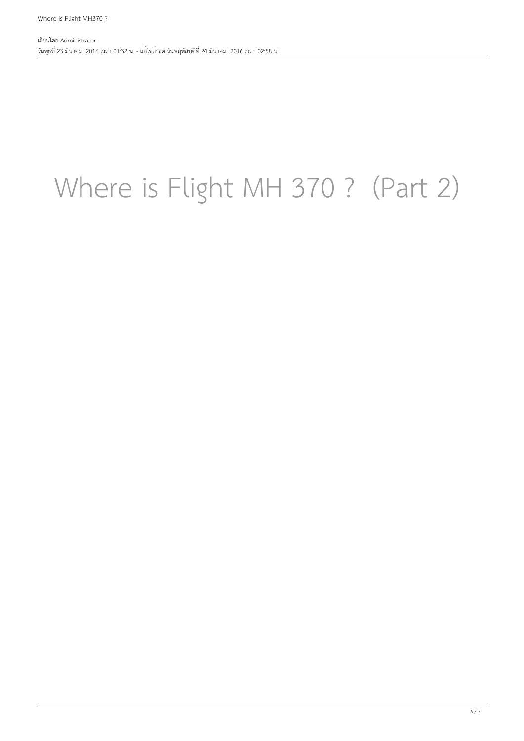# Where is Flight MH 370 ? (Part 2)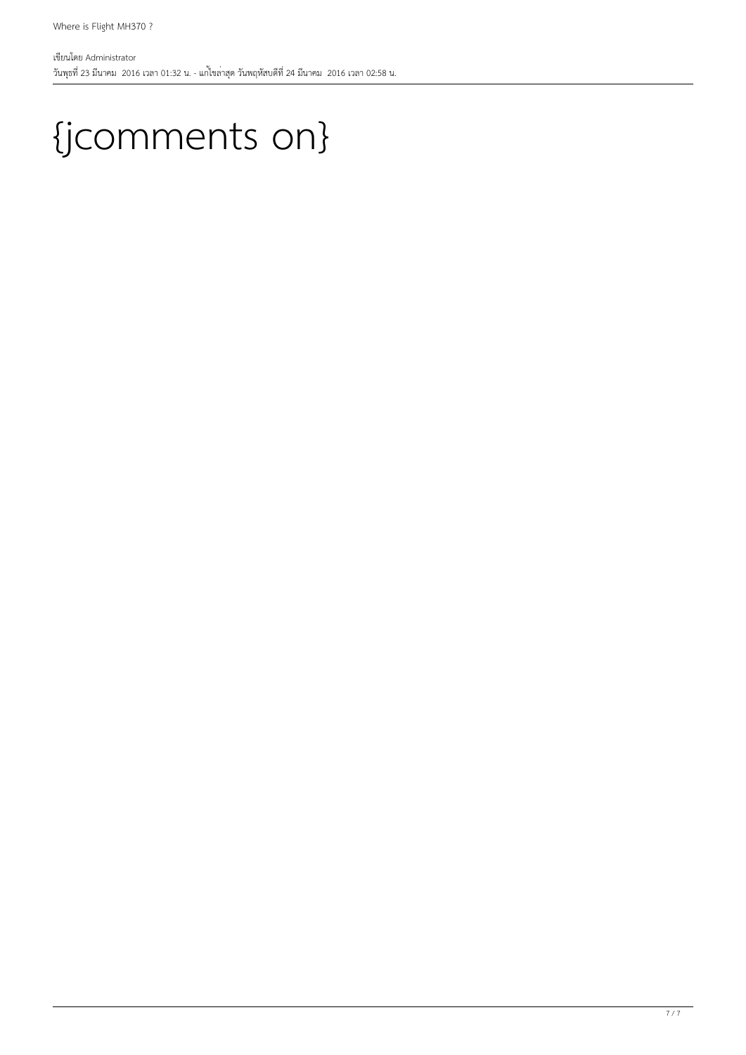{jcomments on}